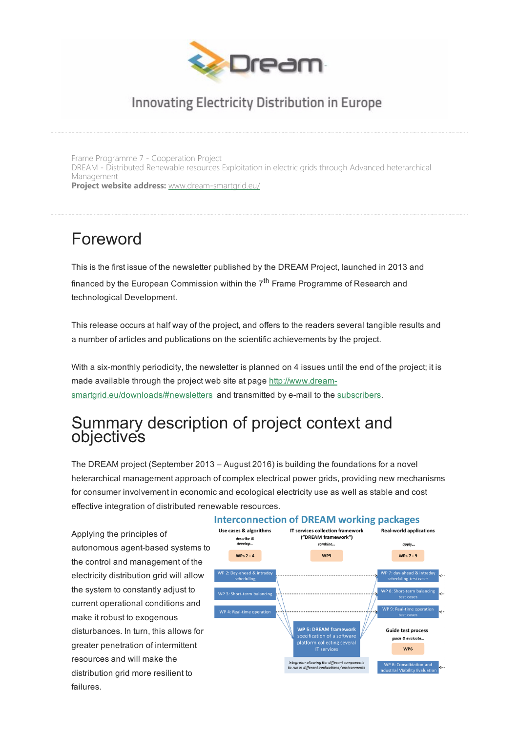Innovating Electricity Distribution in Europe

Frame Programme 7 - Cooperation Project
DREAM - Distributed Renewable resources Exploitation in electric grids through Advanced heterarchical Management
**Project website address:** www.dream-smartgrid.eu/

# Foreword

This is the first issue of the newsletter published by the DREAM Project, launched in 2013 and financed by the European Commission within the 7th Frame Programme of Research and technological Development.

This release occurs at half way of the project, and offers to the readers several tangible results and a number of articles and publications on the scientific achievements by the project.

With a six-monthly periodicity, the newsletter is planned on 4 issues until the end of the project; it is made available through the project web site at page http://www.dream-smartgrid.eu/downloads/#newsletters and transmitted by e-mail to the subscribers.

# Summary description of project context and objectives

The DREAM project (September 2013 – August 2016) is building the foundations for a novel heterarchical management approach of complex electrical power grids, providing new mechanisms for consumer involvement in economic and ecological electricity use as well as stable and cost effective integration of distributed renewable resources.

Applying the principles of autonomous agent-based systems to the control and management of the electricity distribution grid will allow the system to constantly adjust to current operational conditions and make it robust to exogenous disturbances. In turn, this allows for greater penetration of intermittent resources and will make the distribution grid more resilient to failures.

**Interconnection of DREAM working packages**

Use cases & algorithms — *describe & develop...* — WPs 2 - 4
- WP 2: Day-ahead & intraday scheduling
- WP 3: Short-term balancing
- WP 4: Real-time operation

IT services collection framework ("DREAM framework") — *combine...* — WP5
- WP 5: DREAM framework specification of a software platform collecting several IT services
- *Integrator allowing the different components to run in different applications / environments*

Real-world applications — *apply...* — WPs 7 - 9
- WP 7: day-ahead & intraday scheduling test cases
- WP 8: Short-term balancing test cases
- WP 9: Real-time operation test cases

Guide test process — *guide & evaluate...* — WP6
- WP 6: Consolidation and Industrial Viability Evaluation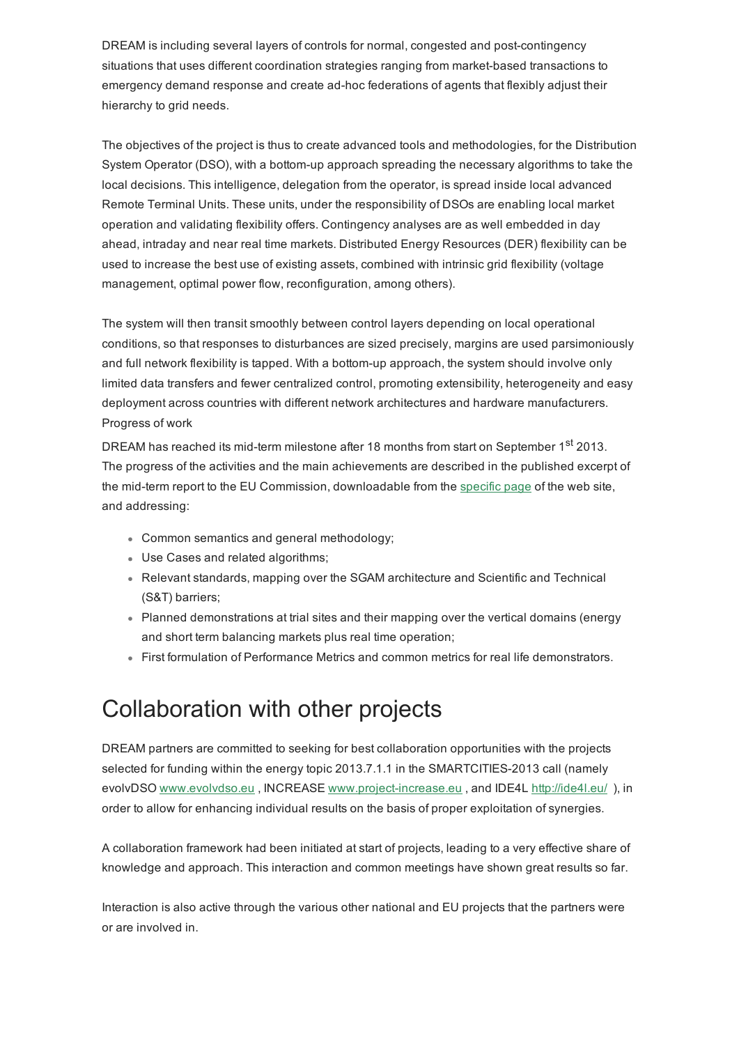DREAM is including several layers of controls for normal, congested and post-contingency situations that uses different coordination strategies ranging from market-based transactions to emergency demand response and create ad-hoc federations of agents that flexibly adjust their hierarchy to grid needs.

The objectives of the project is thus to create advanced tools and methodologies, for the Distribution System Operator (DSO), with a bottom-up approach spreading the necessary algorithms to take the local decisions. This intelligence, delegation from the operator, is spread inside local advanced Remote Terminal Units. These units, under the responsibility of DSOs are enabling local market operation and validating flexibility offers. Contingency analyses are as well embedded in day ahead, intraday and near real time markets. Distributed Energy Resources (DER) flexibility can be used to increase the best use of existing assets, combined with intrinsic grid flexibility (voltage management, optimal power flow, reconfiguration, among others).

The system will then transit smoothly between control layers depending on local operational conditions, so that responses to disturbances are sized precisely, margins are used parsimoniously and full network flexibility is tapped. With a bottom-up approach, the system should involve only limited data transfers and fewer centralized control, promoting extensibility, heterogeneity and easy deployment across countries with different network architectures and hardware manufacturers.

Progress of work

DREAM has reached its mid-term milestone after 18 months from start on September 1st 2013. The progress of the activities and the main achievements are described in the published excerpt of the mid-term report to the EU Commission, downloadable from the specific page of the web site, and addressing:

- Common semantics and general methodology;
- Use Cases and related algorithms;
- Relevant standards, mapping over the SGAM architecture and Scientific and Technical (S&T) barriers;
- Planned demonstrations at trial sites and their mapping over the vertical domains (energy and short term balancing markets plus real time operation;
- First formulation of Performance Metrics and common metrics for real life demonstrators.

# Collaboration with other projects

DREAM partners are committed to seeking for best collaboration opportunities with the projects selected for funding within the energy topic 2013.7.1.1 in the SMARTCITIES-2013 call (namely evolvDSO www.evolvdso.eu , INCREASE www.project-increase.eu , and IDE4L http://ide4l.eu/ ), in order to allow for enhancing individual results on the basis of proper exploitation of synergies.

A collaboration framework had been initiated at start of projects, leading to a very effective share of knowledge and approach. This interaction and common meetings have shown great results so far.

Interaction is also active through the various other national and EU projects that the partners were or are involved in.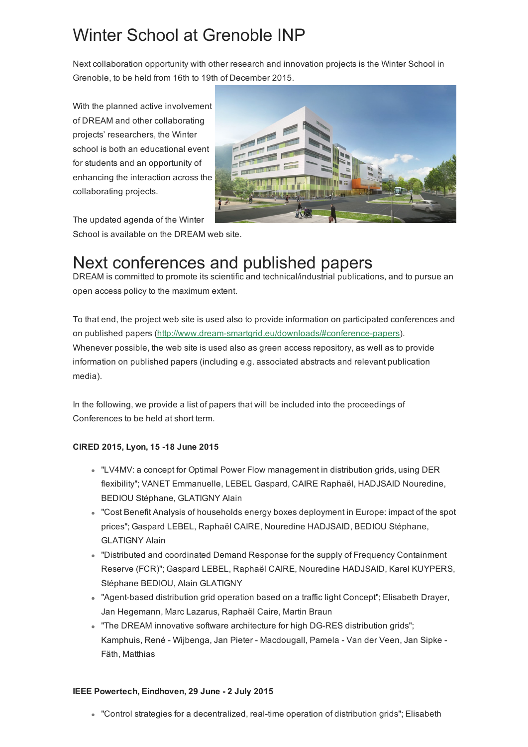# Winter School at Grenoble INP

Next collaboration opportunity with other research and innovation projects is the Winter School in Grenoble, to be held from 16th to 19th of December 2015.

With the planned active involvement of DREAM and other collaborating projects' researchers, the Winter school is both an educational event for students and an opportunity of enhancing the interaction across the collaborating projects.

The updated agenda of the Winter School is available on the DREAM web site.

# Next conferences and published papers

DREAM is committed to promote its scientific and technical/industrial publications, and to pursue an open access policy to the maximum extent.

To that end, the project web site is used also to provide information on participated conferences and on published papers (http://www.dream-smartgrid.eu/downloads/#conference-papers). Whenever possible, the web site is used also as green access repository, as well as to provide information on published papers (including e.g. associated abstracts and relevant publication media).

In the following, we provide a list of papers that will be included into the proceedings of Conferences to be held at short term.

**CIRED 2015, Lyon, 15 -18 June 2015**

- "LV4MV: a concept for Optimal Power Flow management in distribution grids, using DER flexibility"; VANET Emmanuelle, LEBEL Gaspard, CAIRE Raphaël, HADJSAID Nouredine, BEDIOU Stéphane, GLATIGNY Alain
- "Cost Benefit Analysis of households energy boxes deployment in Europe: impact of the spot prices"; Gaspard LEBEL, Raphaël CAIRE, Nouredine HADJSAID, BEDIOU Stéphane, GLATIGNY Alain
- "Distributed and coordinated Demand Response for the supply of Frequency Containment Reserve (FCR)"; Gaspard LEBEL, Raphaël CAIRE, Nouredine HADJSAID, Karel KUYPERS, Stéphane BEDIOU, Alain GLATIGNY
- "Agent-based distribution grid operation based on a traffic light Concept"; Elisabeth Drayer, Jan Hegemann, Marc Lazarus, Raphaël Caire, Martin Braun
- "The DREAM innovative software architecture for high DG-RES distribution grids"; Kamphuis, René - Wijbenga, Jan Pieter - Macdougall, Pamela - Van der Veen, Jan Sipke - Fäth, Matthias

**IEEE Powertech, Eindhoven, 29 June - 2 July 2015**

- "Control strategies for a decentralized, real-time operation of distribution grids"; Elisabeth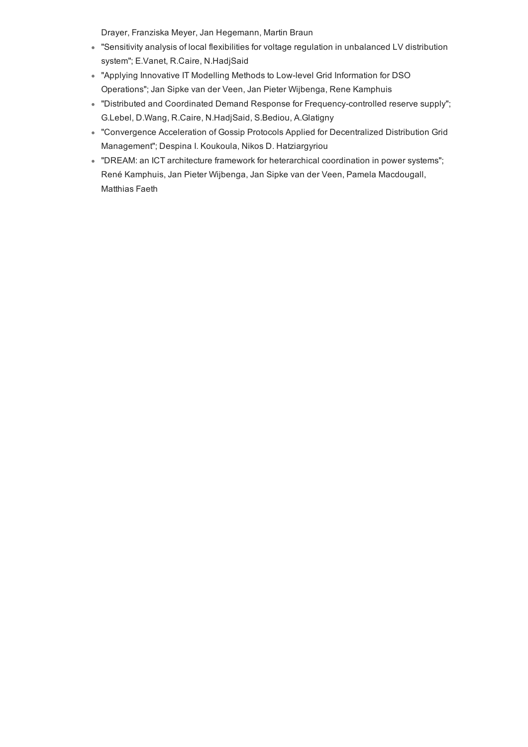Drayer, Franziska Meyer, Jan Hegemann, Martin Braun

- "Sensitivity analysis of local flexibilities for voltage regulation in unbalanced LV distribution system"; E.Vanet, R.Caire, N.HadjSaid
- "Applying Innovative IT Modelling Methods to Low-level Grid Information for DSO Operations"; Jan Sipke van der Veen, Jan Pieter Wijbenga, Rene Kamphuis
- "Distributed and Coordinated Demand Response for Frequency-controlled reserve supply"; G.Lebel, D.Wang, R.Caire, N.HadjSaid, S.Bediou, A.Glatigny
- "Convergence Acceleration of Gossip Protocols Applied for Decentralized Distribution Grid Management"; Despina I. Koukoula, Nikos D. Hatziargyriou
- "DREAM: an ICT architecture framework for heterarchical coordination in power systems"; René Kamphuis, Jan Pieter Wijbenga, Jan Sipke van der Veen, Pamela Macdougall, Matthias Faeth